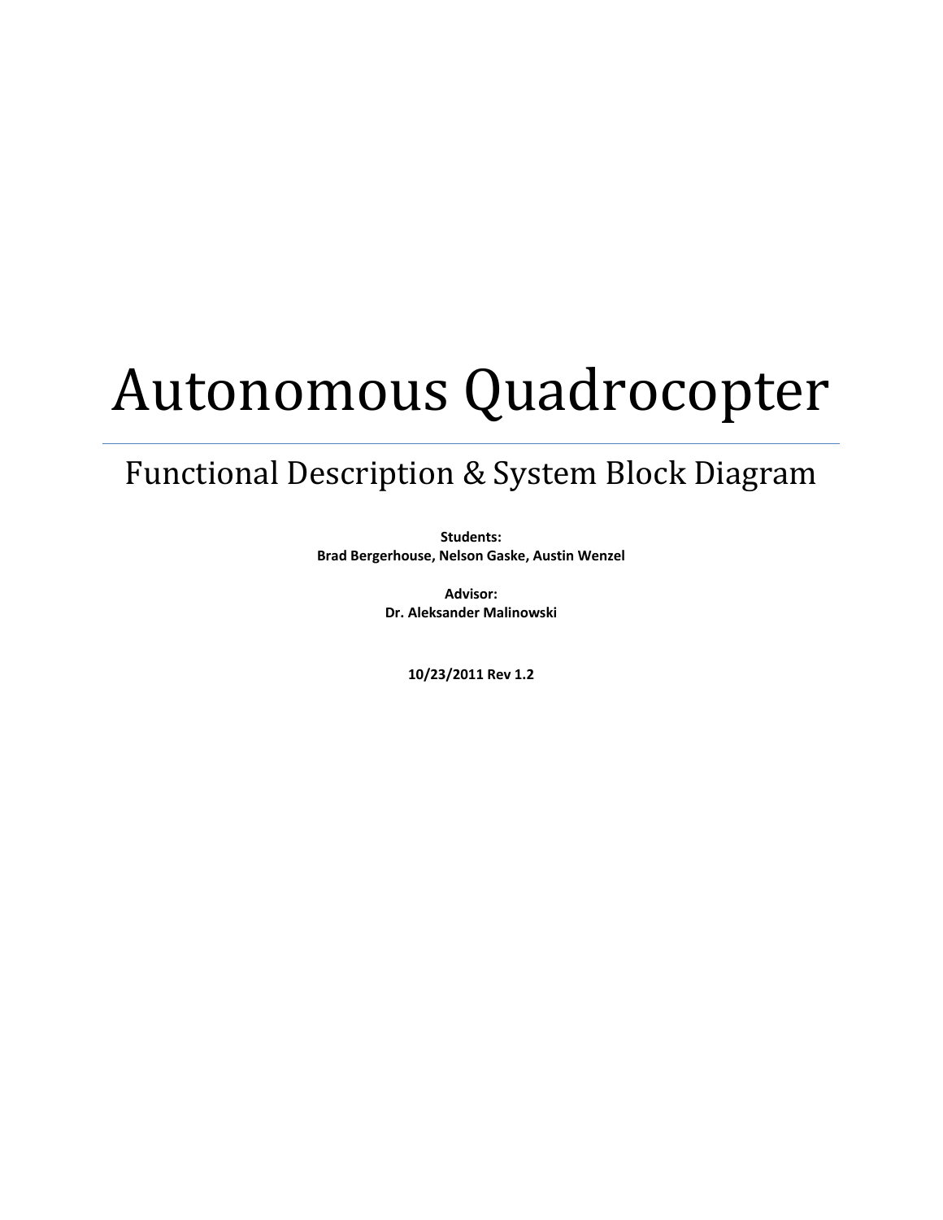# Autonomous Quadrocopter

## Functional Description & System Block Diagram

**Students:**
**Brad Bergerhouse, Nelson Gaske, Austin Wenzel**

**Advisor:**
**Dr. Aleksander Malinowski**

**10/23/2011 Rev 1.2**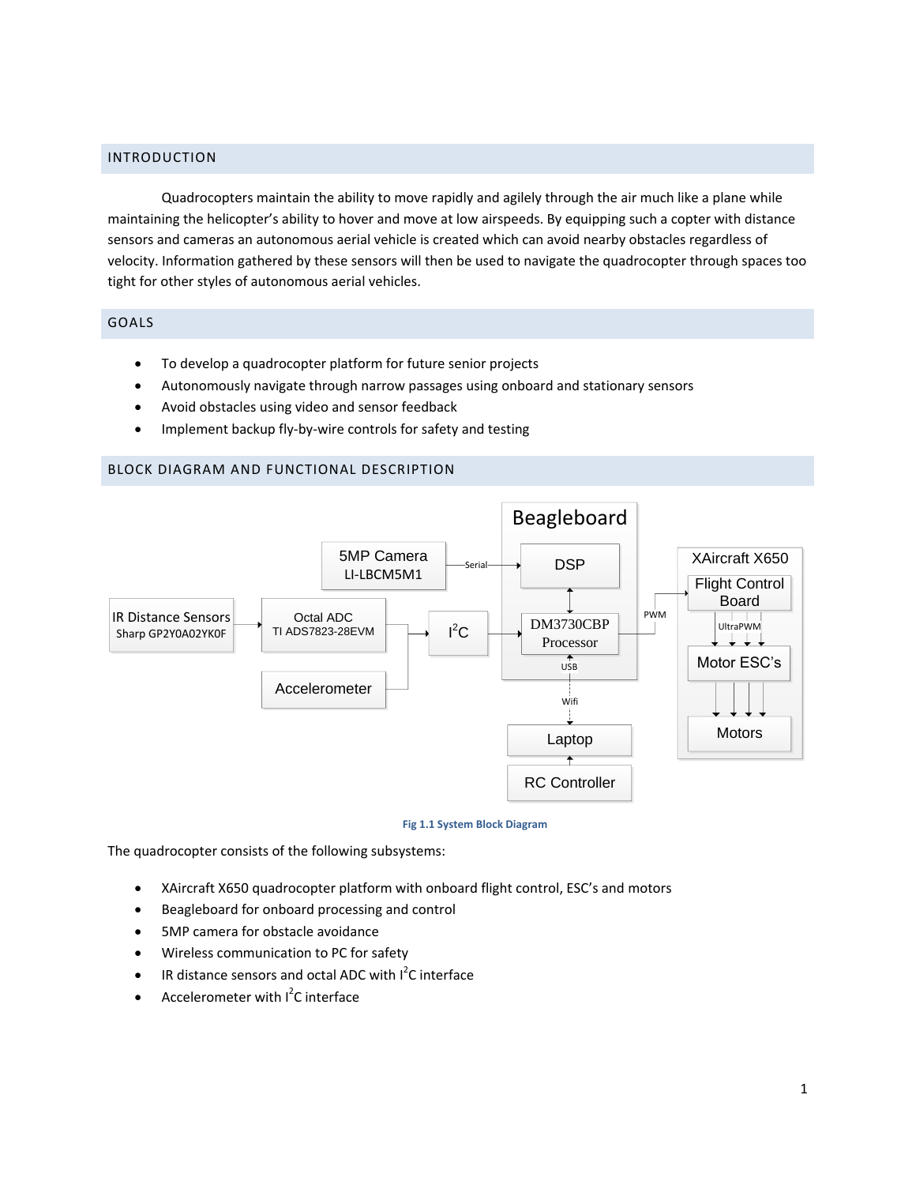## INTRODUCTION

Quadrocopters maintain the ability to move rapidly and agilely through the air much like a plane while maintaining the helicopter's ability to hover and move at low airspeeds. By equipping such a copter with distance sensors and cameras an autonomous aerial vehicle is created which can avoid nearby obstacles regardless of velocity. Information gathered by these sensors will then be used to navigate the quadrocopter through spaces too tight for other styles of autonomous aerial vehicles.

## GOALS

- To develop a quadrocopter platform for future senior projects
- Autonomously navigate through narrow passages using onboard and stationary sensors
- Avoid obstacles using video and sensor feedback
- Implement backup fly-by-wire controls for safety and testing

## BLOCK DIAGRAM AND FUNCTIONAL DESCRIPTION

**Fig 1.1 System Block Diagram**

The quadrocopter consists of the following subsystems:

- XAircraft X650 quadrocopter platform with onboard flight control, ESC's and motors
- Beagleboard for onboard processing and control
- 5MP camera for obstacle avoidance
- Wireless communication to PC for safety
- IR distance sensors and octal ADC with $I^2C$ interface
- Accelerometer with $I^2C$ interface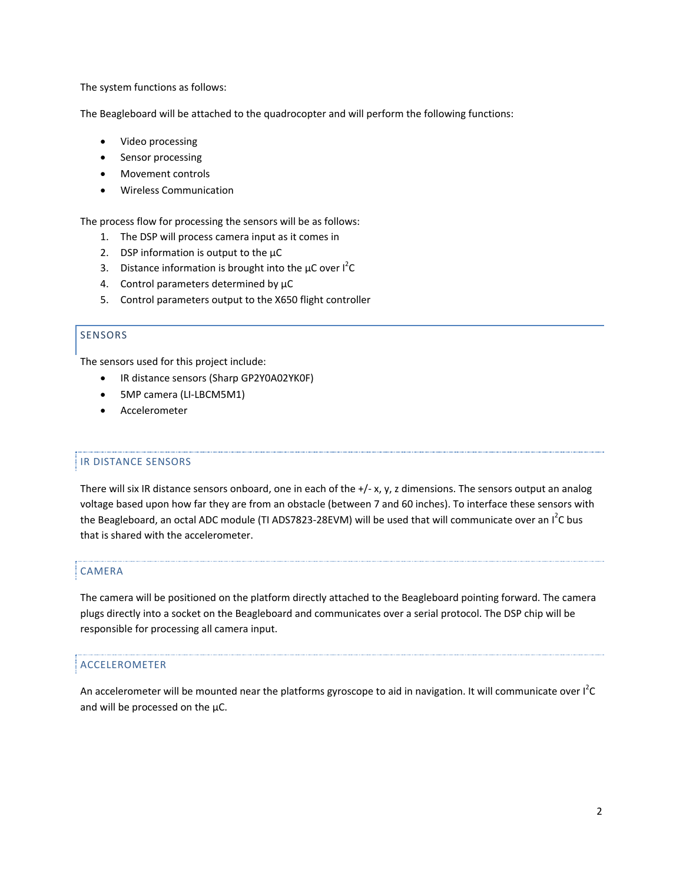The system functions as follows:

The Beagleboard will be attached to the quadrocopter and will perform the following functions:

- Video processing
- Sensor processing
- Movement controls
- Wireless Communication

The process flow for processing the sensors will be as follows:

1. The DSP will process camera input as it comes in
2. DSP information is output to the µC
3. Distance information is brought into the µC over $I^2C$
4. Control parameters determined by µC
5. Control parameters output to the X650 flight controller

## SENSORS

The sensors used for this project include:

- IR distance sensors (Sharp GP2Y0A02YK0F)
- 5MP camera (LI-LBCM5M1)
- Accelerometer

### IR DISTANCE SENSORS

There will six IR distance sensors onboard, one in each of the +/- x, y, z dimensions. The sensors output an analog voltage based upon how far they are from an obstacle (between 7 and 60 inches). To interface these sensors with the Beagleboard, an octal ADC module (TI ADS7823-28EVM) will be used that will communicate over an $I^2C$ bus that is shared with the accelerometer.

### CAMERA

The camera will be positioned on the platform directly attached to the Beagleboard pointing forward. The camera plugs directly into a socket on the Beagleboard and communicates over a serial protocol. The DSP chip will be responsible for processing all camera input.

### ACCELEROMETER

An accelerometer will be mounted near the platforms gyroscope to aid in navigation. It will communicate over $I^2C$ and will be processed on the µC.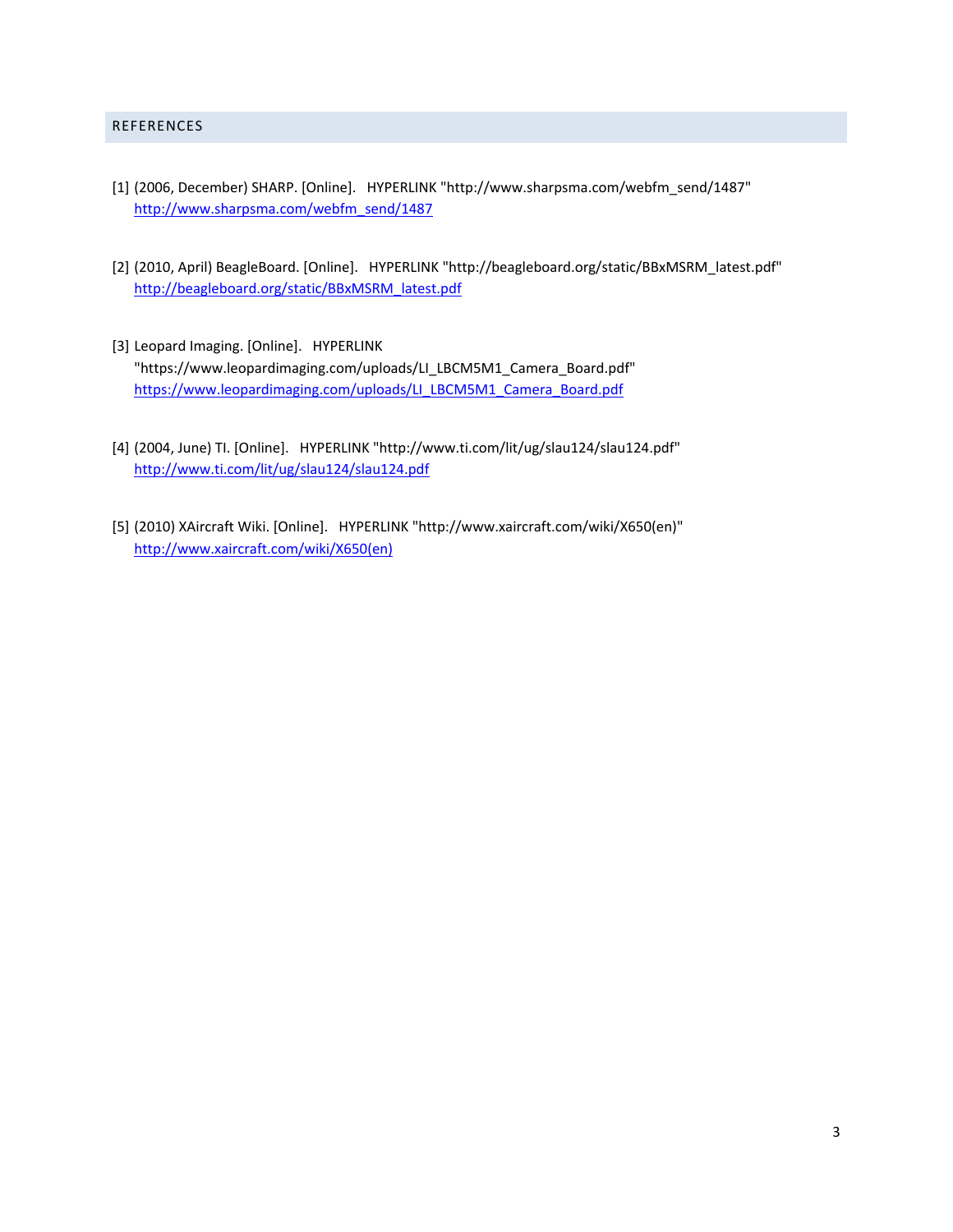## REFERENCES

[1] (2006, December) SHARP. [Online]. HYPERLINK "http://www.sharpsma.com/webfm_send/1487" http://www.sharpsma.com/webfm_send/1487

[2] (2010, April) BeagleBoard. [Online]. HYPERLINK "http://beagleboard.org/static/BBxMSRM_latest.pdf" http://beagleboard.org/static/BBxMSRM_latest.pdf

[3] Leopard Imaging. [Online]. HYPERLINK "https://www.leopardimaging.com/uploads/LI_LBCM5M1_Camera_Board.pdf" https://www.leopardimaging.com/uploads/LI_LBCM5M1_Camera_Board.pdf

[4] (2004, June) TI. [Online]. HYPERLINK "http://www.ti.com/lit/ug/slau124/slau124.pdf" http://www.ti.com/lit/ug/slau124/slau124.pdf

[5] (2010) XAircraft Wiki. [Online]. HYPERLINK "http://www.xaircraft.com/wiki/X650(en)" http://www.xaircraft.com/wiki/X650(en)